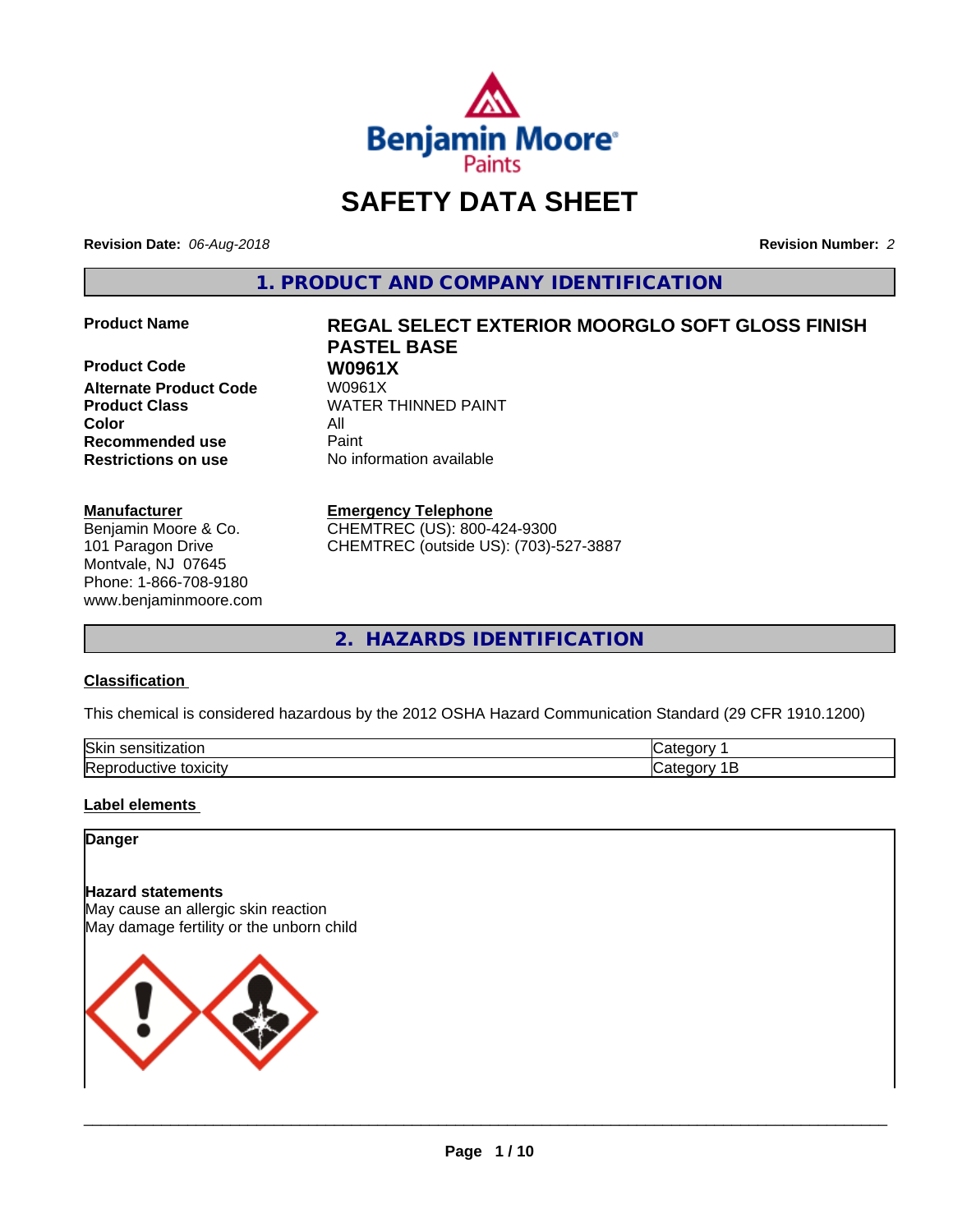# SAFETY DATA SHEET

**Revision Date:** *06-Aug-2018*

**Revision Number:** *2*

## 1. PRODUCT AND COMPANY IDENTIFICATION

**Product Name** **REGAL SELECT EXTERIOR MOORGLO SOFT GLOSS FINISH PASTEL BASE**

**Product Code** **W0961X**

**Alternate Product Code** W0961X

**Product Class** WATER THINNED PAINT

**Color** All

**Recommended use** Paint

**Restrictions on use** No information available

**Manufacturer**
Benjamin Moore & Co.
101 Paragon Drive
Montvale, NJ 07645
Phone: 1-866-708-9180
www.benjaminmoore.com

**Emergency Telephone**
CHEMTREC (US): 800-424-9300
CHEMTREC (outside US): (703)-527-3887

## 2. HAZARDS IDENTIFICATION

**Classification**

This chemical is considered hazardous by the 2012 OSHA Hazard Communication Standard (29 CFR 1910.1200)

| Skin sensitization | Category 1 |
|---|---|
| Reproductive toxicity | Category 1B |

**Label elements**

**Danger**

**Hazard statements**
May cause an allergic skin reaction
May damage fertility or the unborn child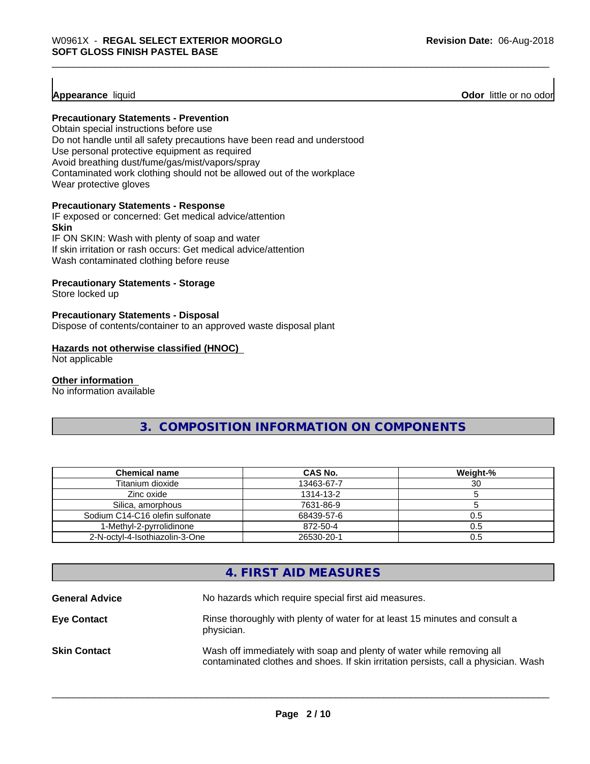**Appearance** liquid **Odor** little or no odor

**Precautionary Statements - Prevention**

Obtain special instructions before use
Do not handle until all safety precautions have been read and understood
Use personal protective equipment as required
Avoid breathing dust/fume/gas/mist/vapors/spray
Contaminated work clothing should not be allowed out of the workplace
Wear protective gloves

**Precautionary Statements - Response**

IF exposed or concerned: Get medical advice/attention

**Skin**

IF ON SKIN: Wash with plenty of soap and water
If skin irritation or rash occurs: Get medical advice/attention
Wash contaminated clothing before reuse

**Precautionary Statements - Storage**

Store locked up

**Precautionary Statements - Disposal**

Dispose of contents/container to an approved waste disposal plant

**Hazards not otherwise classified (HNOC)**

Not applicable

**Other information**

No information available

## 3. COMPOSITION INFORMATION ON COMPONENTS

| Chemical name | CAS No. | Weight-% |
|---|---|---|
| Titanium dioxide | 13463-67-7 | 30 |
| Zinc oxide | 1314-13-2 | 5 |
| Silica, amorphous | 7631-86-9 | 5 |
| Sodium C14-C16 olefin sulfonate | 68439-57-6 | 0.5 |
| 1-Methyl-2-pyrrolidinone | 872-50-4 | 0.5 |
| 2-N-octyl-4-Isothiazolin-3-One | 26530-20-1 | 0.5 |

## 4. FIRST AID MEASURES

**General Advice** No hazards which require special first aid measures.

**Eye Contact** Rinse thoroughly with plenty of water for at least 15 minutes and consult a physician.

**Skin Contact** Wash off immediately with soap and plenty of water while removing all contaminated clothes and shoes. If skin irritation persists, call a physician. Wash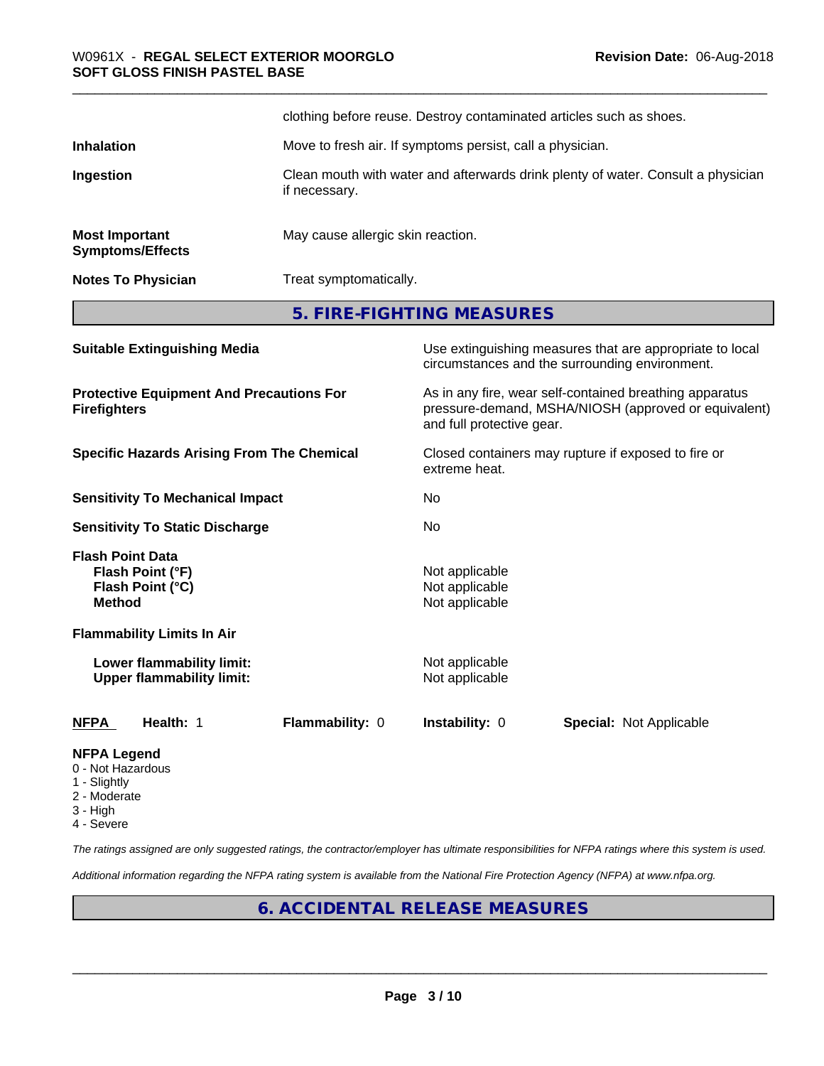clothing before reuse. Destroy contaminated articles such as shoes.

| | |
|---|---|
| **Inhalation** | Move to fresh air. If symptoms persist, call a physician. |
| **Ingestion** | Clean mouth with water and afterwards drink plenty of water. Consult a physician if necessary. |
| **Most Important Symptoms/Effects** | May cause allergic skin reaction. |
| **Notes To Physician** | Treat symptomatically. |

## 5. FIRE-FIGHTING MEASURES

| | |
|---|---|
| **Suitable Extinguishing Media** | Use extinguishing measures that are appropriate to local circumstances and the surrounding environment. |
| **Protective Equipment And Precautions For Firefighters** | As in any fire, wear self-contained breathing apparatus pressure-demand, MSHA/NIOSH (approved or equivalent) and full protective gear. |
| **Specific Hazards Arising From The Chemical** | Closed containers may rupture if exposed to fire or extreme heat. |
| **Sensitivity To Mechanical Impact** | No |
| **Sensitivity To Static Discharge** | No |

**Flash Point Data**

| | |
|---|---|
| **Flash Point (°F)** | Not applicable |
| **Flash Point (°C)** | Not applicable |
| **Method** | Not applicable |

**Flammability Limits In Air**

| | |
|---|---|
| **Lower flammability limit:** | Not applicable |
| **Upper flammability limit:** | Not applicable |

| **NFPA** | **Health:** 1 | **Flammability:** 0 | **Instability:** 0 | **Special:** Not Applicable |
|---|---|---|---|---|

**NFPA Legend**
- 0 - Not Hazardous
- 1 - Slightly
- 2 - Moderate
- 3 - High
- 4 - Severe

*The ratings assigned are only suggested ratings, the contractor/employer has ultimate responsibilities for NFPA ratings where this system is used.*

*Additional information regarding the NFPA rating system is available from the National Fire Protection Agency (NFPA) at www.nfpa.org.*

## 6. ACCIDENTAL RELEASE MEASURES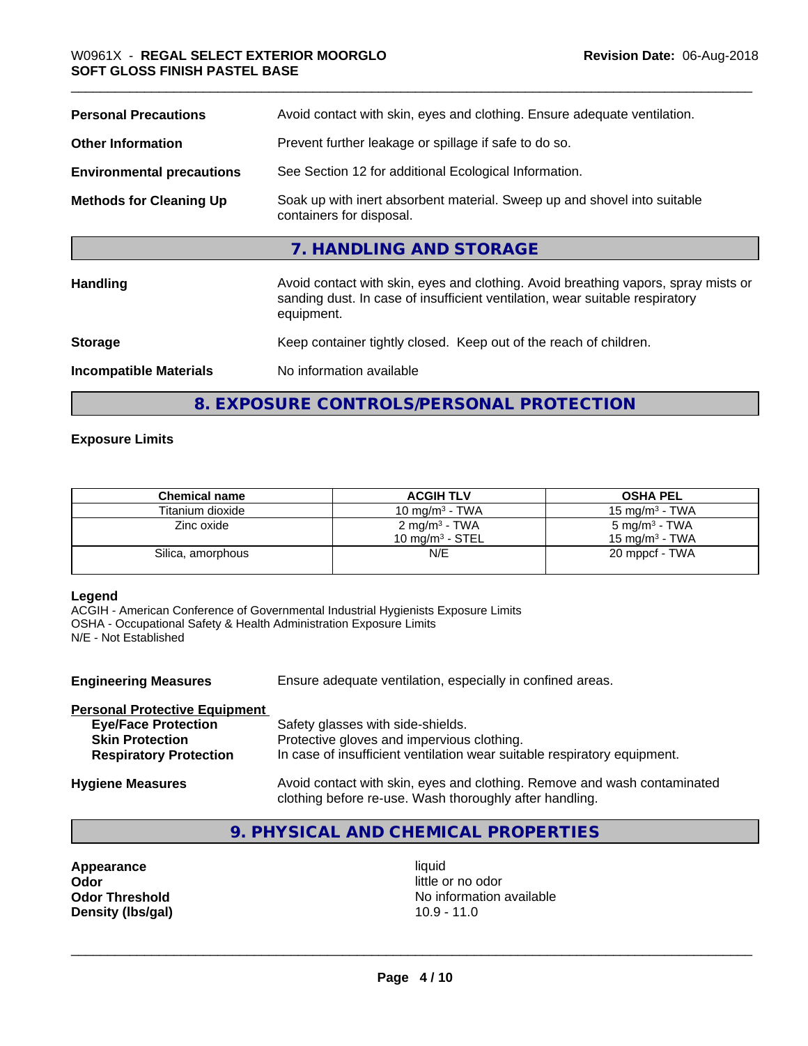**Personal Precautions** Avoid contact with skin, eyes and clothing. Ensure adequate ventilation.

**Other Information** Prevent further leakage or spillage if safe to do so.

**Environmental precautions** See Section 12 for additional Ecological Information.

**Methods for Cleaning Up** Soak up with inert absorbent material. Sweep up and shovel into suitable containers for disposal.

## 7. HANDLING AND STORAGE

**Handling** Avoid contact with skin, eyes and clothing. Avoid breathing vapors, spray mists or sanding dust. In case of insufficient ventilation, wear suitable respiratory equipment.

**Storage** Keep container tightly closed. Keep out of the reach of children.

**Incompatible Materials** No information available

## 8. EXPOSURE CONTROLS/PERSONAL PROTECTION

**Exposure Limits**

| Chemical name | ACGIH TLV | OSHA PEL |
|---|---|---|
| Titanium dioxide | 10 mg/m³ - TWA | 15 mg/m³ - TWA |
| Zinc oxide | 2 mg/m³ - TWA<br>10 mg/m³ - STEL | 5 mg/m³ - TWA<br>15 mg/m³ - TWA |
| Silica, amorphous | N/E | 20 mppcf - TWA |

**Legend**
ACGIH - American Conference of Governmental Industrial Hygienists Exposure Limits
OSHA - Occupational Safety & Health Administration Exposure Limits
N/E - Not Established

**Engineering Measures** Ensure adequate ventilation, especially in confined areas.

**Personal Protective Equipment**
- **Eye/Face Protection** Safety glasses with side-shields.
- **Skin Protection** Protective gloves and impervious clothing.
- **Respiratory Protection** In case of insufficient ventilation wear suitable respiratory equipment.

**Hygiene Measures** Avoid contact with skin, eyes and clothing. Remove and wash contaminated clothing before re-use. Wash thoroughly after handling.

## 9. PHYSICAL AND CHEMICAL PROPERTIES

**Appearance** liquid
**Odor** little or no odor
**Odor Threshold** No information available
**Density (lbs/gal)** 10.9 - 11.0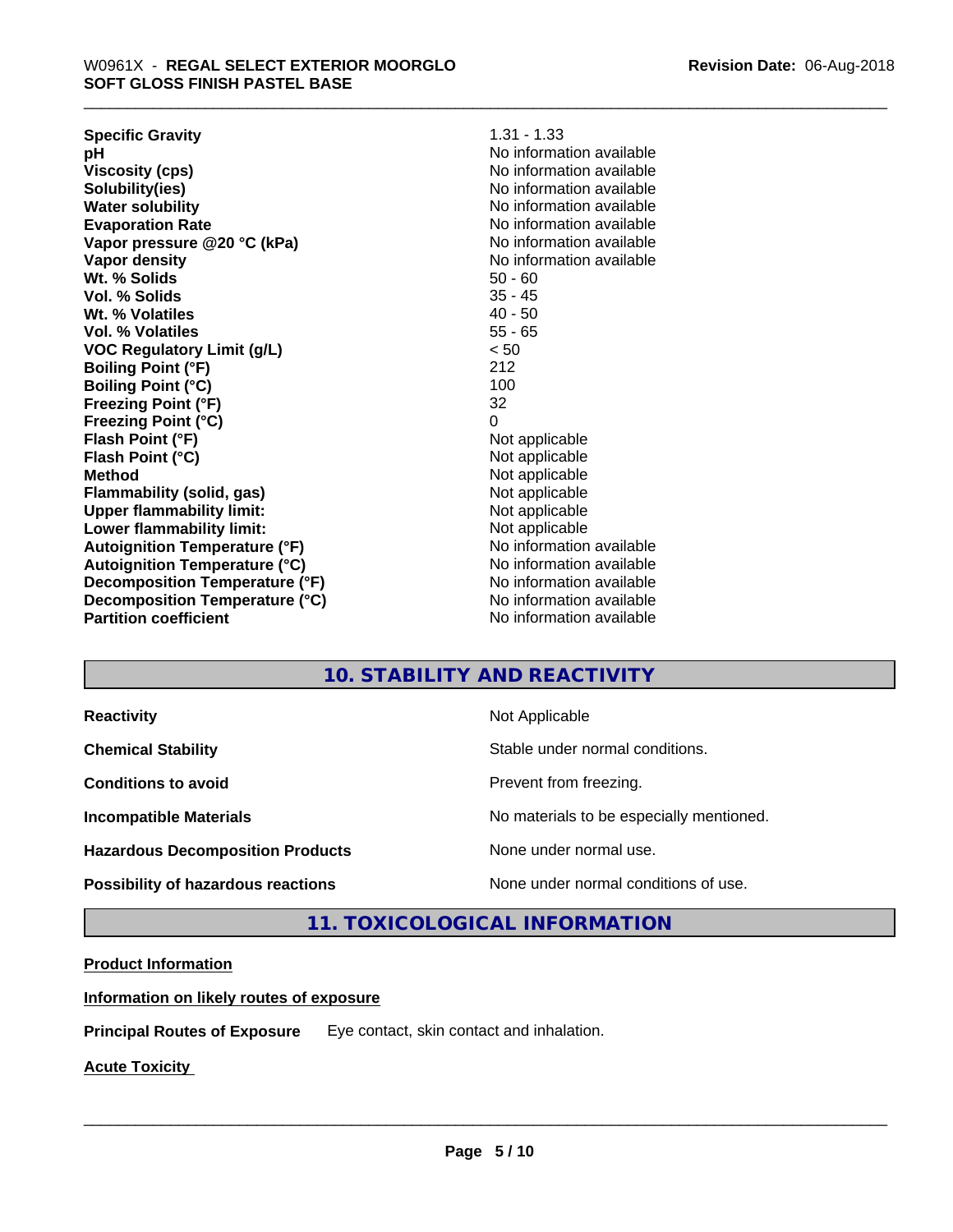| | |
|---|---|
| **Specific Gravity** | 1.31 - 1.33 |
| **pH** | No information available |
| **Viscosity (cps)** | No information available |
| **Solubility(ies)** | No information available |
| **Water solubility** | No information available |
| **Evaporation Rate** | No information available |
| **Vapor pressure @20 °C (kPa)** | No information available |
| **Vapor density** | No information available |
| **Wt. % Solids** | 50 - 60 |
| **Vol. % Solids** | 35 - 45 |
| **Wt. % Volatiles** | 40 - 50 |
| **Vol. % Volatiles** | 55 - 65 |
| **VOC Regulatory Limit (g/L)** | < 50 |
| **Boiling Point (°F)** | 212 |
| **Boiling Point (°C)** | 100 |
| **Freezing Point (°F)** | 32 |
| **Freezing Point (°C)** | 0 |
| **Flash Point (°F)** | Not applicable |
| **Flash Point (°C)** | Not applicable |
| **Method** | Not applicable |
| **Flammability (solid, gas)** | Not applicable |
| **Upper flammability limit:** | Not applicable |
| **Lower flammability limit:** | Not applicable |
| **Autoignition Temperature (°F)** | No information available |
| **Autoignition Temperature (°C)** | No information available |
| **Decomposition Temperature (°F)** | No information available |
| **Decomposition Temperature (°C)** | No information available |
| **Partition coefficient** | No information available |

## 10. STABILITY AND REACTIVITY

| | |
|---|---|
| **Reactivity** | Not Applicable |
| **Chemical Stability** | Stable under normal conditions. |
| **Conditions to avoid** | Prevent from freezing. |
| **Incompatible Materials** | No materials to be especially mentioned. |
| **Hazardous Decomposition Products** | None under normal use. |
| **Possibility of hazardous reactions** | None under normal conditions of use. |

## 11. TOXICOLOGICAL INFORMATION

**Product Information**

**Information on likely routes of exposure**

**Principal Routes of Exposure** Eye contact, skin contact and inhalation.

**Acute Toxicity**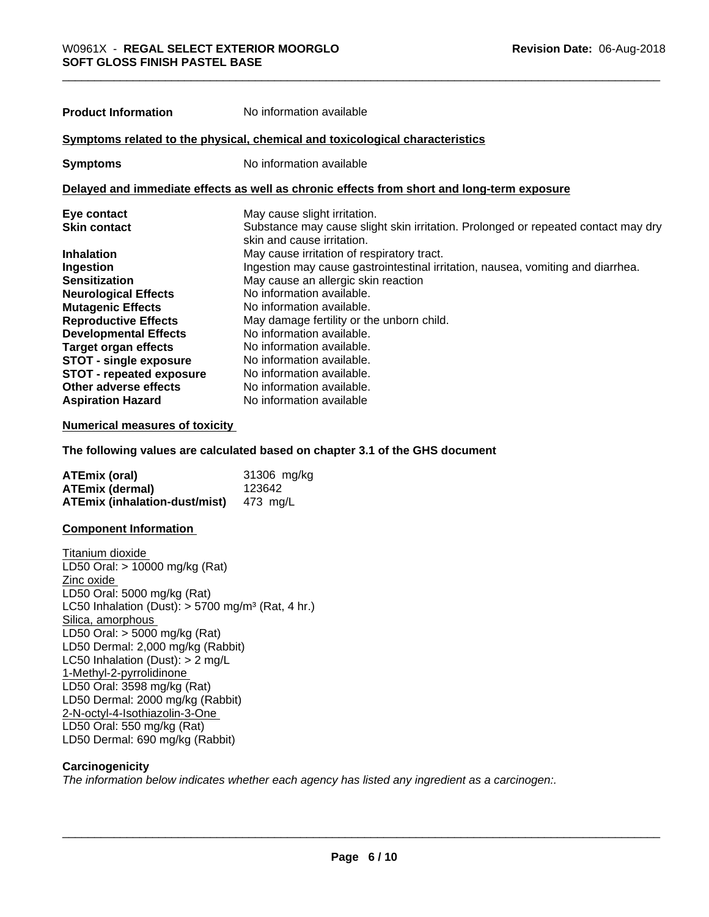| | |
|---|---|
| **Product Information** | No information available |

**Symptoms related to the physical, chemical and toxicological characteristics**

| | |
|---|---|
| **Symptoms** | No information available |

**Delayed and immediate effects as well as chronic effects from short and long-term exposure**

| | |
|---|---|
| **Eye contact** | May cause slight irritation. |
| **Skin contact** | Substance may cause slight skin irritation. Prolonged or repeated contact may dry skin and cause irritation. |
| **Inhalation** | May cause irritation of respiratory tract. |
| **Ingestion** | Ingestion may cause gastrointestinal irritation, nausea, vomiting and diarrhea. |
| **Sensitization** | May cause an allergic skin reaction |
| **Neurological Effects** | No information available. |
| **Mutagenic Effects** | No information available. |
| **Reproductive Effects** | May damage fertility or the unborn child. |
| **Developmental Effects** | No information available. |
| **Target organ effects** | No information available. |
| **STOT - single exposure** | No information available. |
| **STOT - repeated exposure** | No information available. |
| **Other adverse effects** | No information available. |
| **Aspiration Hazard** | No information available |

**Numerical measures of toxicity**

**The following values are calculated based on chapter 3.1 of the GHS document**

| | |
|---|---|
| **ATEmix (oral)** | 31306 mg/kg |
| **ATEmix (dermal)** | 123642 |
| **ATEmix (inhalation-dust/mist)** | 473 mg/L |

**Component Information**

Titanium dioxide
LD50 Oral: > 10000 mg/kg (Rat)
Zinc oxide
LD50 Oral: 5000 mg/kg (Rat)
LC50 Inhalation (Dust): > 5700 mg/m³ (Rat, 4 hr.)
Silica, amorphous
LD50 Oral: > 5000 mg/kg (Rat)
LD50 Dermal: 2,000 mg/kg (Rabbit)
LC50 Inhalation (Dust): > 2 mg/L
1-Methyl-2-pyrrolidinone
LD50 Oral: 3598 mg/kg (Rat)
LD50 Dermal: 2000 mg/kg (Rabbit)
2-N-octyl-4-Isothiazolin-3-One
LD50 Oral: 550 mg/kg (Rat)
LD50 Dermal: 690 mg/kg (Rabbit)

**Carcinogenicity**

*The information below indicates whether each agency has listed any ingredient as a carcinogen:.*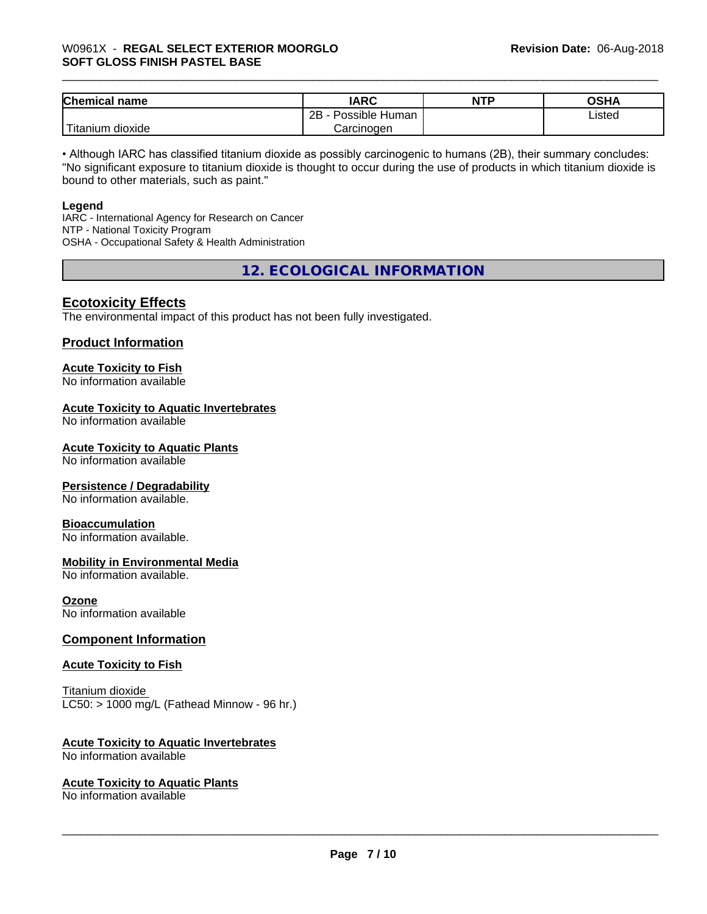| Chemical name | IARC | NTP | OSHA |
|---|---|---|---|
| Titanium dioxide | 2B - Possible Human Carcinogen | | Listed |

• Although IARC has classified titanium dioxide as possibly carcinogenic to humans (2B), their summary concludes: "No significant exposure to titanium dioxide is thought to occur during the use of products in which titanium dioxide is bound to other materials, such as paint."

**Legend**
IARC - International Agency for Research on Cancer
NTP - National Toxicity Program
OSHA - Occupational Safety & Health Administration

## 12. ECOLOGICAL INFORMATION

### Ecotoxicity Effects
The environmental impact of this product has not been fully investigated.

### Product Information

**Acute Toxicity to Fish**
No information available

**Acute Toxicity to Aquatic Invertebrates**
No information available

**Acute Toxicity to Aquatic Plants**
No information available

**Persistence / Degradability**
No information available.

**Bioaccumulation**
No information available.

**Mobility in Environmental Media**
No information available.

**Ozone**
No information available

### Component Information

**Acute Toxicity to Fish**

Titanium dioxide
LC50: > 1000 mg/L (Fathead Minnow - 96 hr.)

**Acute Toxicity to Aquatic Invertebrates**
No information available

**Acute Toxicity to Aquatic Plants**
No information available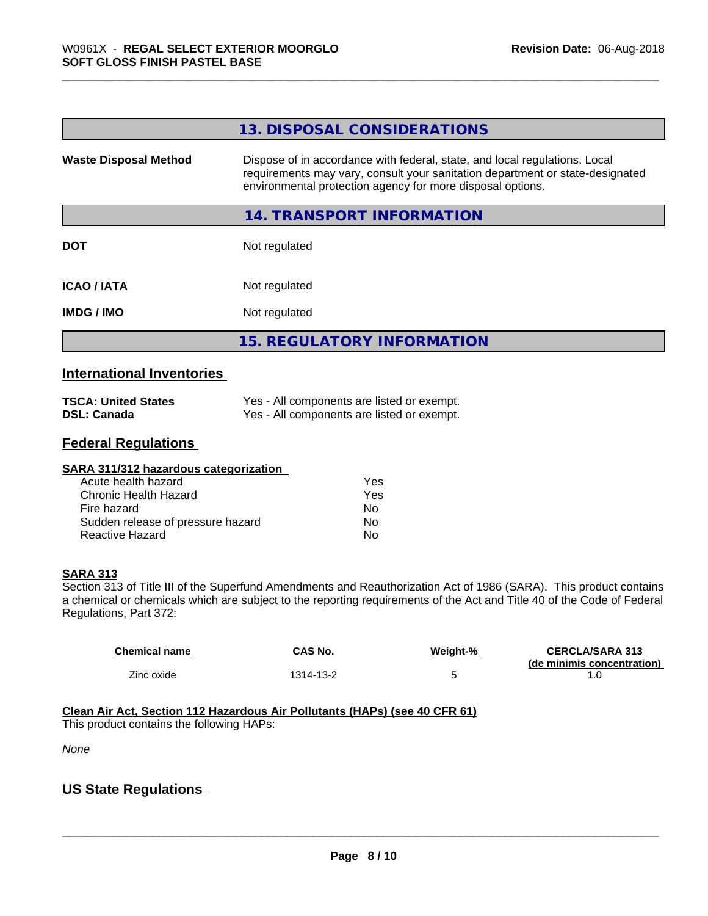## 13. DISPOSAL CONSIDERATIONS

| | |
|---|---|
| **Waste Disposal Method** | Dispose of in accordance with federal, state, and local regulations. Local requirements may vary, consult your sanitation department or state-designated environmental protection agency for more disposal options. |

## 14. TRANSPORT INFORMATION

| | |
|---|---|
| **DOT** | Not regulated |
| **ICAO / IATA** | Not regulated |
| **IMDG / IMO** | Not regulated |

## 15. REGULATORY INFORMATION

### International Inventories

| | |
|---|---|
| **TSCA: United States** | Yes - All components are listed or exempt. |
| **DSL: Canada** | Yes - All components are listed or exempt. |

### Federal Regulations

**SARA 311/312 hazardous categorization**

| | |
|---|---|
| Acute health hazard | Yes |
| Chronic Health Hazard | Yes |
| Fire hazard | No |
| Sudden release of pressure hazard | No |
| Reactive Hazard | No |

**SARA 313**

Section 313 of Title III of the Superfund Amendments and Reauthorization Act of 1986 (SARA). This product contains a chemical or chemicals which are subject to the reporting requirements of the Act and Title 40 of the Code of Federal Regulations, Part 372:

| Chemical name | CAS No. | Weight-% | CERCLA/SARA 313 (de minimis concentration) |
|---|---|---|---|
| Zinc oxide | 1314-13-2 | 5 | 1.0 |

**Clean Air Act, Section 112 Hazardous Air Pollutants (HAPs) (see 40 CFR 61)**

This product contains the following HAPs:

*None*

### US State Regulations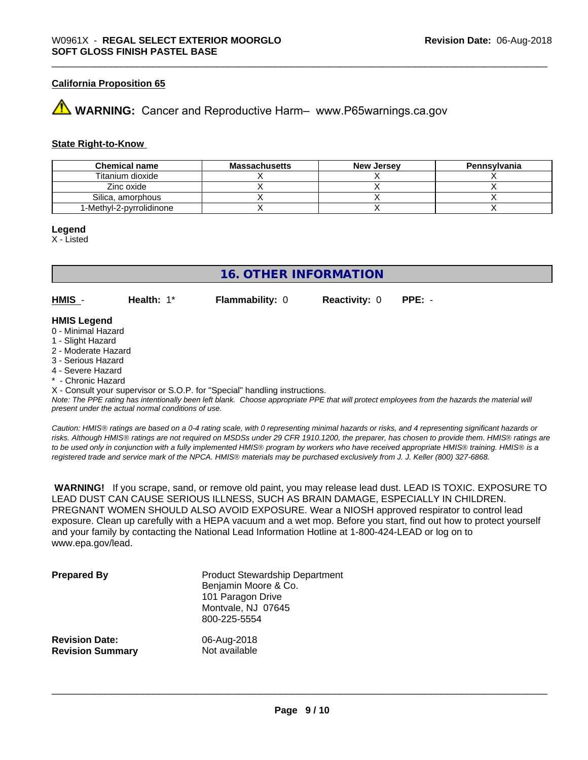### California Proposition 65

⚠ **WARNING:** Cancer and Reproductive Harm– www.P65warnings.ca.gov

### State Right-to-Know

| Chemical name | Massachusetts | New Jersey | Pennsylvania |
|---|---|---|---|
| Titanium dioxide | X | X | X |
| Zinc oxide | X | X | X |
| Silica, amorphous | X | X | X |
| 1-Methyl-2-pyrrolidinone | X | X | X |

**Legend**
X - Listed

## 16. OTHER INFORMATION

**HMIS** - **Health:** 1* **Flammability:** 0 **Reactivity:** 0 **PPE:** -

**HMIS Legend**
0 - Minimal Hazard
1 - Slight Hazard
2 - Moderate Hazard
3 - Serious Hazard
4 - Severe Hazard
* - Chronic Hazard
X - Consult your supervisor or S.O.P. for "Special" handling instructions.

*Note: The PPE rating has intentionally been left blank. Choose appropriate PPE that will protect employees from the hazards the material will present under the actual normal conditions of use.*

*Caution: HMIS® ratings are based on a 0-4 rating scale, with 0 representing minimal hazards or risks, and 4 representing significant hazards or risks. Although HMIS® ratings are not required on MSDSs under 29 CFR 1910.1200, the preparer, has chosen to provide them. HMIS® ratings are to be used only in conjunction with a fully implemented HMIS® program by workers who have received appropriate HMIS® training. HMIS® is a registered trade and service mark of the NPCA. HMIS® materials may be purchased exclusively from J. J. Keller (800) 327-6868.*

**WARNING!** If you scrape, sand, or remove old paint, you may release lead dust. LEAD IS TOXIC. EXPOSURE TO LEAD DUST CAN CAUSE SERIOUS ILLNESS, SUCH AS BRAIN DAMAGE, ESPECIALLY IN CHILDREN. PREGNANT WOMEN SHOULD ALSO AVOID EXPOSURE. Wear a NIOSH approved respirator to control lead exposure. Clean up carefully with a HEPA vacuum and a wet mop. Before you start, find out how to protect yourself and your family by contacting the National Lead Information Hotline at 1-800-424-LEAD or log on to www.epa.gov/lead.

**Prepared By**
Product Stewardship Department
Benjamin Moore & Co.
101 Paragon Drive
Montvale, NJ 07645
800-225-5554

**Revision Date:** 06-Aug-2018
**Revision Summary** Not available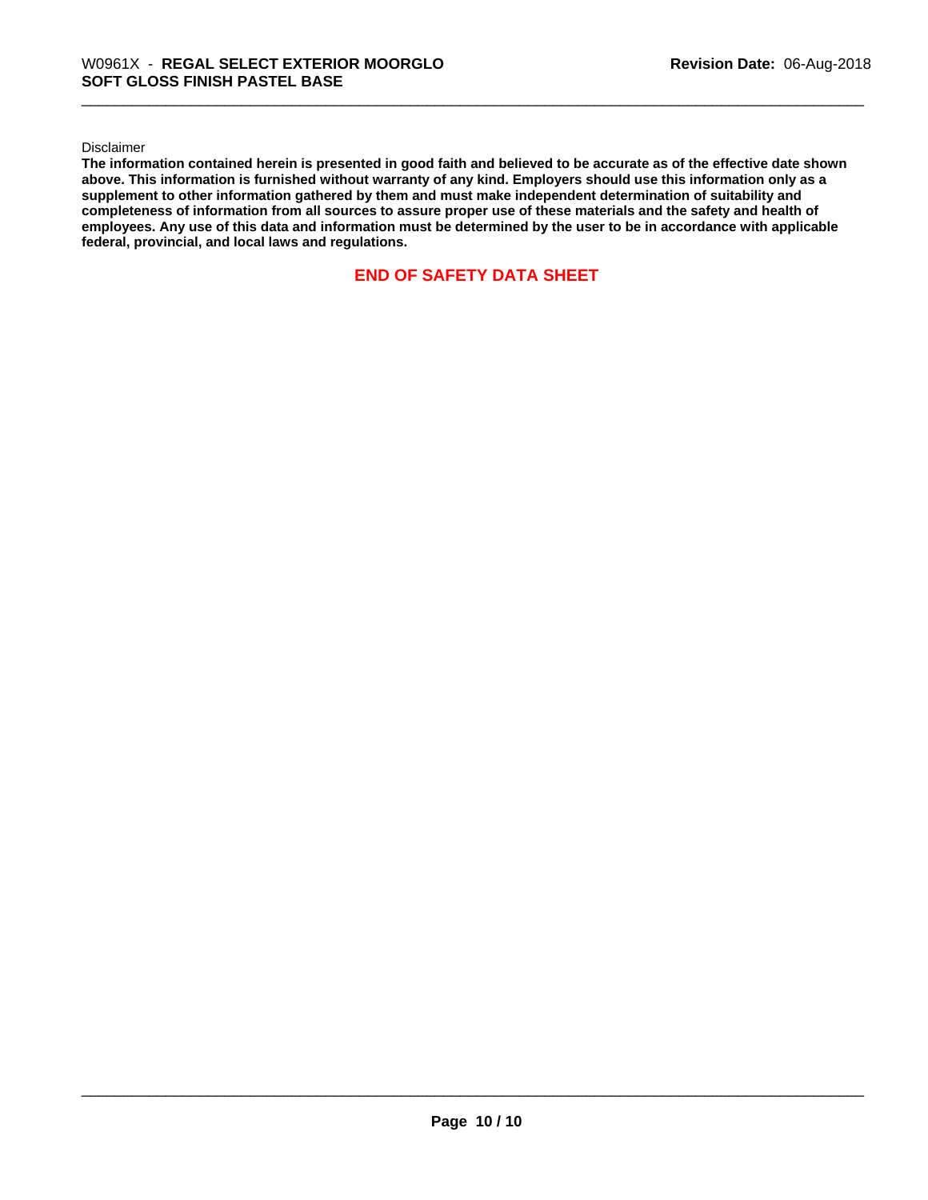Disclaimer

**The information contained herein is presented in good faith and believed to be accurate as of the effective date shown above. This information is furnished without warranty of any kind. Employers should use this information only as a supplement to other information gathered by them and must make independent determination of suitability and completeness of information from all sources to assure proper use of these materials and the safety and health of employees. Any use of this data and information must be determined by the user to be in accordance with applicable federal, provincial, and local laws and regulations.**

**END OF SAFETY DATA SHEET**